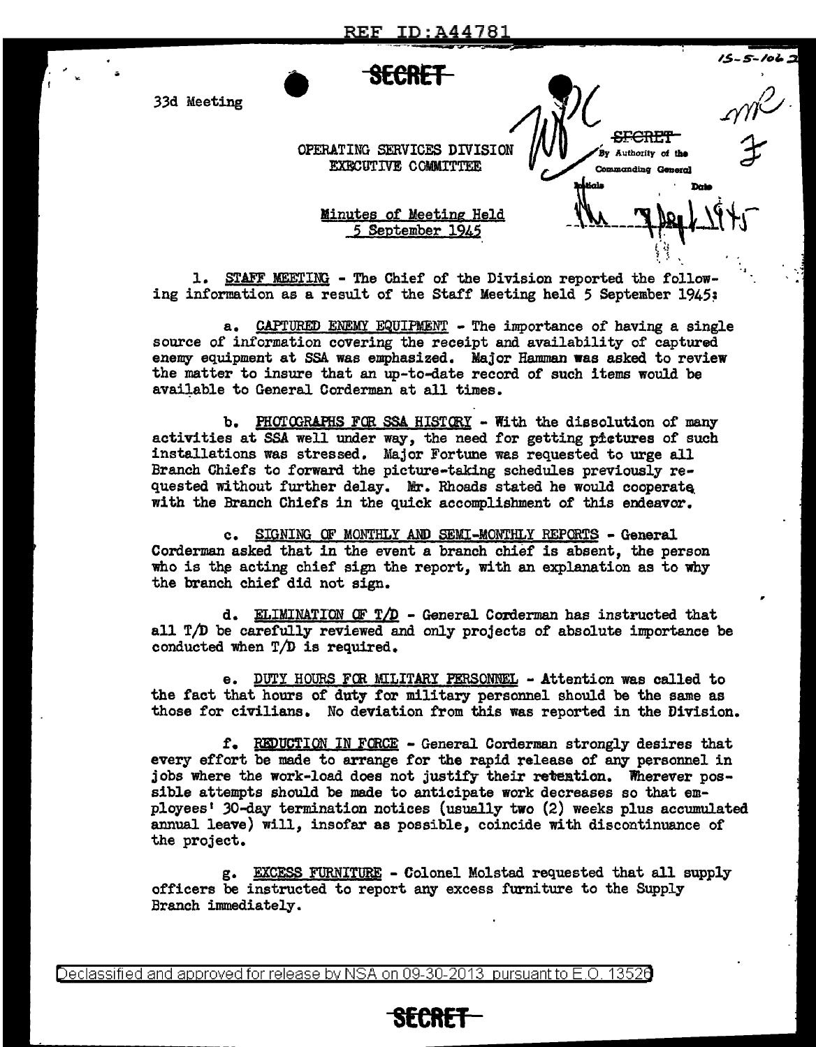SECRET

33d Meeting

OPERATING SERVICES DIVISION
EXECUTIVE COMMITTEE

SECRET
By Authority of the Commanding General
Initials Date
7 Dec 1945

Minutes of Meeting Held
5 September 1945

1. STAFF MEETING - The Chief of the Division reported the following information as a result of the Staff Meeting held 5 September 1945:

a. CAPTURED ENEMY EQUIPMENT - The importance of having a single source of information covering the receipt and availability of captured enemy equipment at SSA was emphasized. Major Hamman was asked to review the matter to insure that an up-to-date record of such items would be available to General Corderman at all times.

b. PHOTOGRAPHS FOR SSA HISTORY - With the dissolution of many activities at SSA well under way, the need for getting pictures of such installations was stressed. Major Fortune was requested to urge all Branch Chiefs to forward the picture-taking schedules previously requested without further delay. Mr. Rhoads stated he would cooperate with the Branch Chiefs in the quick accomplishment of this endeavor.

c. SIGNING OF MONTHLY AND SEMI-MONTHLY REPORTS - General Corderman asked that in the event a branch chief is absent, the person who is the acting chief sign the report, with an explanation as to why the branch chief did not sign.

d. ELIMINATION OF T/D - General Corderman has instructed that all T/D be carefully reviewed and only projects of absolute importance be conducted when T/D is required.

e. DUTY HOURS FOR MILITARY PERSONNEL - Attention was called to the fact that hours of duty for military personnel should be the same as those for civilians. No deviation from this was reported in the Division.

f. REDUCTION IN FORCE - General Corderman strongly desires that every effort be made to arrange for the rapid release of any personnel in jobs where the work-load does not justify their retention. Wherever possible attempts should be made to anticipate work decreases so that employees' 30-day termination notices (usually two (2) weeks plus accumulated annual leave) will, insofar as possible, coincide with discontinuance of the project.

g. EXCESS FURNITURE - Colonel Molstad requested that all supply officers be instructed to report any excess furniture to the Supply Branch immediately.

SECRET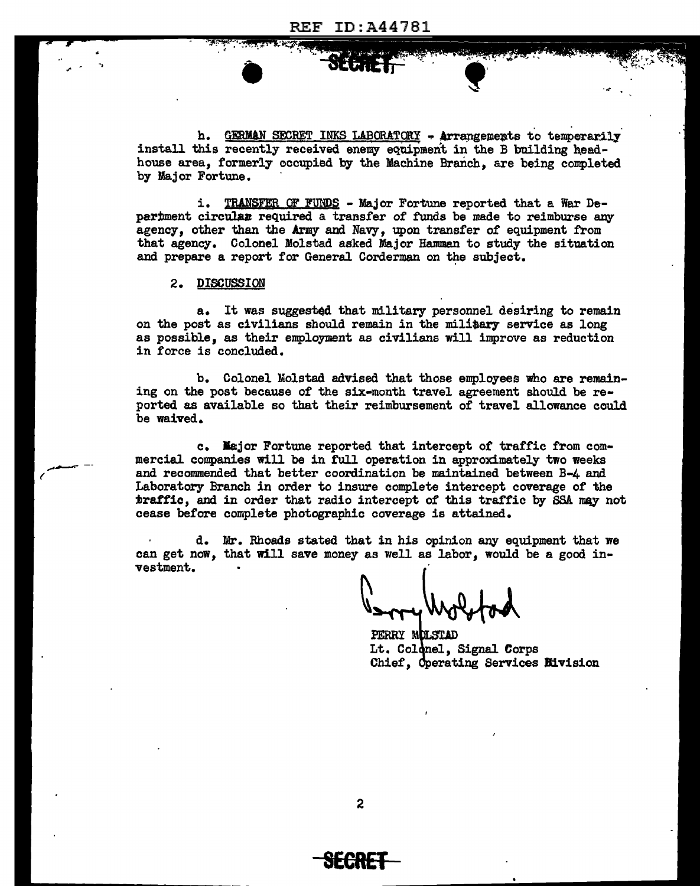SECRET

h. GERMAN SECRET INKS LABORATORY - Arrangements to temperarily install this recently received enemy equipment in the B building head-house area, formerly occupied by the Machine Branch, are being completed by Major Fortune.

i. TRANSFER OF FUNDS - Major Fortune reported that a War Department circular required a transfer of funds be made to reimburse any agency, other than the Army and Navy, upon transfer of equipment from that agency. Colonel Molstad asked Major Hamman to study the situation and prepare a report for General Corderman on the subject.

2. DISCUSSION

a. It was suggested that military personnel desiring to remain on the post as civilians should remain in the military service as long as possible, as their employment as civilians will improve as reduction in force is concluded.

b. Colonel Molstad advised that those employees who are remaining on the post because of the six-month travel agreement should be reported as available so that their reimbursement of travel allowance could be waived.

c. Major Fortune reported that intercept of traffic from commercial companies will be in full operation in approximately two weeks and recommended that better coordination be maintained between B-4 and Laboratory Branch in order to insure complete intercept coverage of the traffic, and in order that radio intercept of this traffic by SSA may not cease before complete photographic coverage is attained.

d. Mr. Rhoads stated that in his opinion any equipment that we can get now, that will save money as well as labor, would be a good investment.

PERRY MOLSTAD
Lt. Colonel, Signal Corps
Chief, Operating Services Division

SECRET